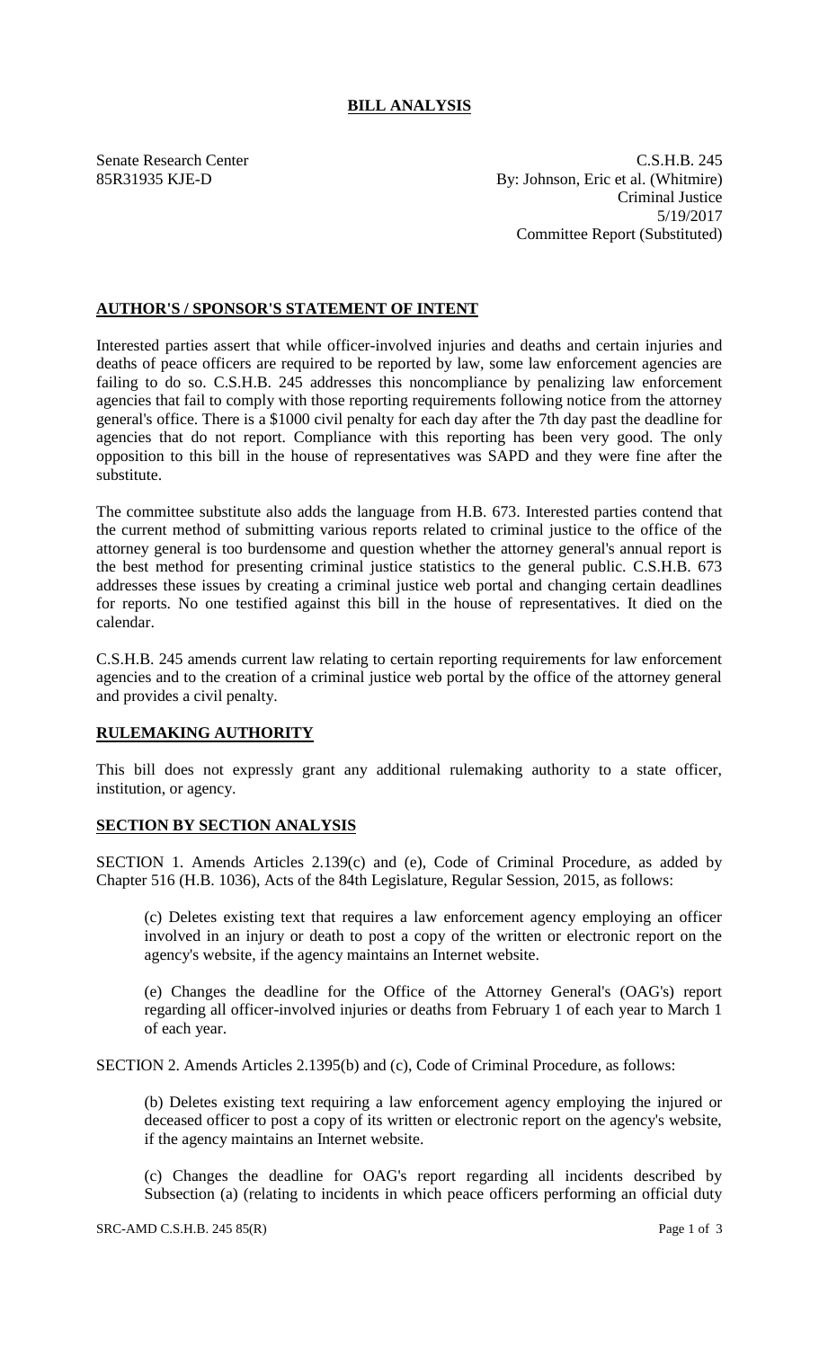# BILL ANALYSIS

Senate Research Center
85R31935 KJE-D

C.S.H.B. 245
By: Johnson, Eric et al. (Whitmire)
Criminal Justice
5/19/2017
Committee Report (Substituted)

## AUTHOR'S / SPONSOR'S STATEMENT OF INTENT

Interested parties assert that while officer-involved injuries and deaths and certain injuries and deaths of peace officers are required to be reported by law, some law enforcement agencies are failing to do so. C.S.H.B. 245 addresses this noncompliance by penalizing law enforcement agencies that fail to comply with those reporting requirements following notice from the attorney general's office. There is a $1000 civil penalty for each day after the 7th day past the deadline for agencies that do not report. Compliance with this reporting has been very good. The only opposition to this bill in the house of representatives was SAPD and they were fine after the substitute.

The committee substitute also adds the language from H.B. 673. Interested parties contend that the current method of submitting various reports related to criminal justice to the office of the attorney general is too burdensome and question whether the attorney general's annual report is the best method for presenting criminal justice statistics to the general public. C.S.H.B. 673 addresses these issues by creating a criminal justice web portal and changing certain deadlines for reports. No one testified against this bill in the house of representatives. It died on the calendar.

C.S.H.B. 245 amends current law relating to certain reporting requirements for law enforcement agencies and to the creation of a criminal justice web portal by the office of the attorney general and provides a civil penalty.

## RULEMAKING AUTHORITY

This bill does not expressly grant any additional rulemaking authority to a state officer, institution, or agency.

## SECTION BY SECTION ANALYSIS

SECTION 1. Amends Articles 2.139(c) and (e), Code of Criminal Procedure, as added by Chapter 516 (H.B. 1036), Acts of the 84th Legislature, Regular Session, 2015, as follows:

(c) Deletes existing text that requires a law enforcement agency employing an officer involved in an injury or death to post a copy of the written or electronic report on the agency's website, if the agency maintains an Internet website.

(e) Changes the deadline for the Office of the Attorney General's (OAG's) report regarding all officer-involved injuries or deaths from February 1 of each year to March 1 of each year.

SECTION 2. Amends Articles 2.1395(b) and (c), Code of Criminal Procedure, as follows:

(b) Deletes existing text requiring a law enforcement agency employing the injured or deceased officer to post a copy of its written or electronic report on the agency's website, if the agency maintains an Internet website.

(c) Changes the deadline for OAG's report regarding all incidents described by Subsection (a) (relating to incidents in which peace officers performing an official duty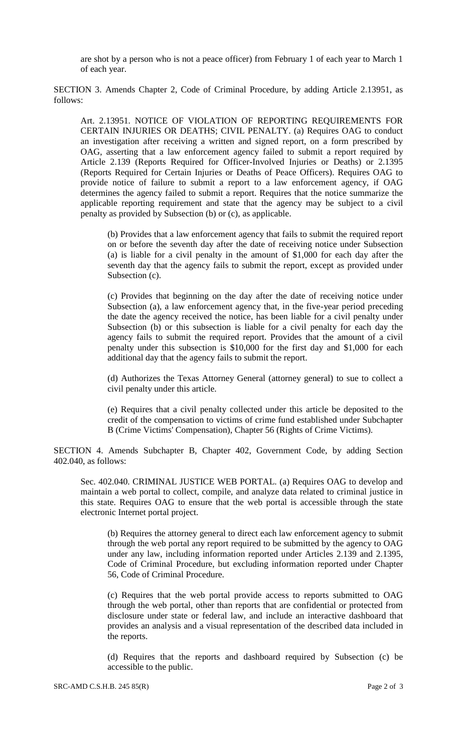are shot by a person who is not a peace officer) from February 1 of each year to March 1 of each year.

SECTION 3. Amends Chapter 2, Code of Criminal Procedure, by adding Article 2.13951, as follows:

Art. 2.13951. NOTICE OF VIOLATION OF REPORTING REQUIREMENTS FOR CERTAIN INJURIES OR DEATHS; CIVIL PENALTY. (a) Requires OAG to conduct an investigation after receiving a written and signed report, on a form prescribed by OAG, asserting that a law enforcement agency failed to submit a report required by Article 2.139 (Reports Required for Officer-Involved Injuries or Deaths) or 2.1395 (Reports Required for Certain Injuries or Deaths of Peace Officers). Requires OAG to provide notice of failure to submit a report to a law enforcement agency, if OAG determines the agency failed to submit a report. Requires that the notice summarize the applicable reporting requirement and state that the agency may be subject to a civil penalty as provided by Subsection (b) or (c), as applicable.

(b) Provides that a law enforcement agency that fails to submit the required report on or before the seventh day after the date of receiving notice under Subsection (a) is liable for a civil penalty in the amount of $1,000 for each day after the seventh day that the agency fails to submit the report, except as provided under Subsection (c).

(c) Provides that beginning on the day after the date of receiving notice under Subsection (a), a law enforcement agency that, in the five-year period preceding the date the agency received the notice, has been liable for a civil penalty under Subsection (b) or this subsection is liable for a civil penalty for each day the agency fails to submit the required report. Provides that the amount of a civil penalty under this subsection is $10,000 for the first day and $1,000 for each additional day that the agency fails to submit the report.

(d) Authorizes the Texas Attorney General (attorney general) to sue to collect a civil penalty under this article.

(e) Requires that a civil penalty collected under this article be deposited to the credit of the compensation to victims of crime fund established under Subchapter B (Crime Victims' Compensation), Chapter 56 (Rights of Crime Victims).

SECTION 4. Amends Subchapter B, Chapter 402, Government Code, by adding Section 402.040, as follows:

Sec. 402.040. CRIMINAL JUSTICE WEB PORTAL. (a) Requires OAG to develop and maintain a web portal to collect, compile, and analyze data related to criminal justice in this state. Requires OAG to ensure that the web portal is accessible through the state electronic Internet portal project.

(b) Requires the attorney general to direct each law enforcement agency to submit through the web portal any report required to be submitted by the agency to OAG under any law, including information reported under Articles 2.139 and 2.1395, Code of Criminal Procedure, but excluding information reported under Chapter 56, Code of Criminal Procedure.

(c) Requires that the web portal provide access to reports submitted to OAG through the web portal, other than reports that are confidential or protected from disclosure under state or federal law, and include an interactive dashboard that provides an analysis and a visual representation of the described data included in the reports.

(d) Requires that the reports and dashboard required by Subsection (c) be accessible to the public.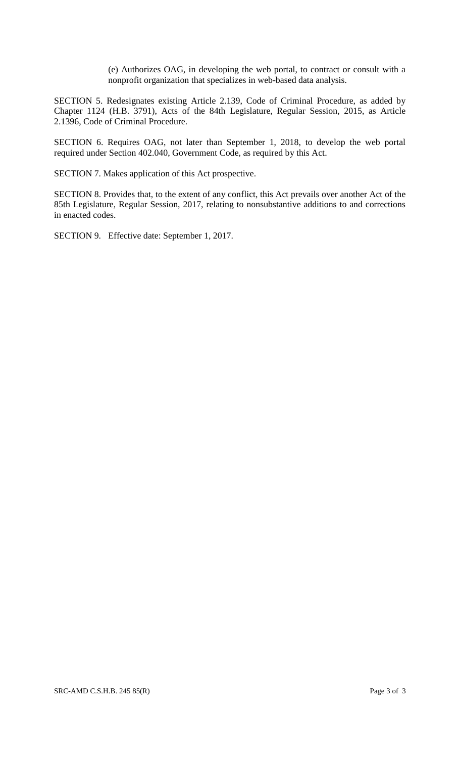(e) Authorizes OAG, in developing the web portal, to contract or consult with a nonprofit organization that specializes in web-based data analysis.

SECTION 5. Redesignates existing Article 2.139, Code of Criminal Procedure, as added by Chapter 1124 (H.B. 3791), Acts of the 84th Legislature, Regular Session, 2015, as Article 2.1396, Code of Criminal Procedure.

SECTION 6. Requires OAG, not later than September 1, 2018, to develop the web portal required under Section 402.040, Government Code, as required by this Act.

SECTION 7. Makes application of this Act prospective.

SECTION 8. Provides that, to the extent of any conflict, this Act prevails over another Act of the 85th Legislature, Regular Session, 2017, relating to nonsubstantive additions to and corrections in enacted codes.

SECTION 9. Effective date: September 1, 2017.